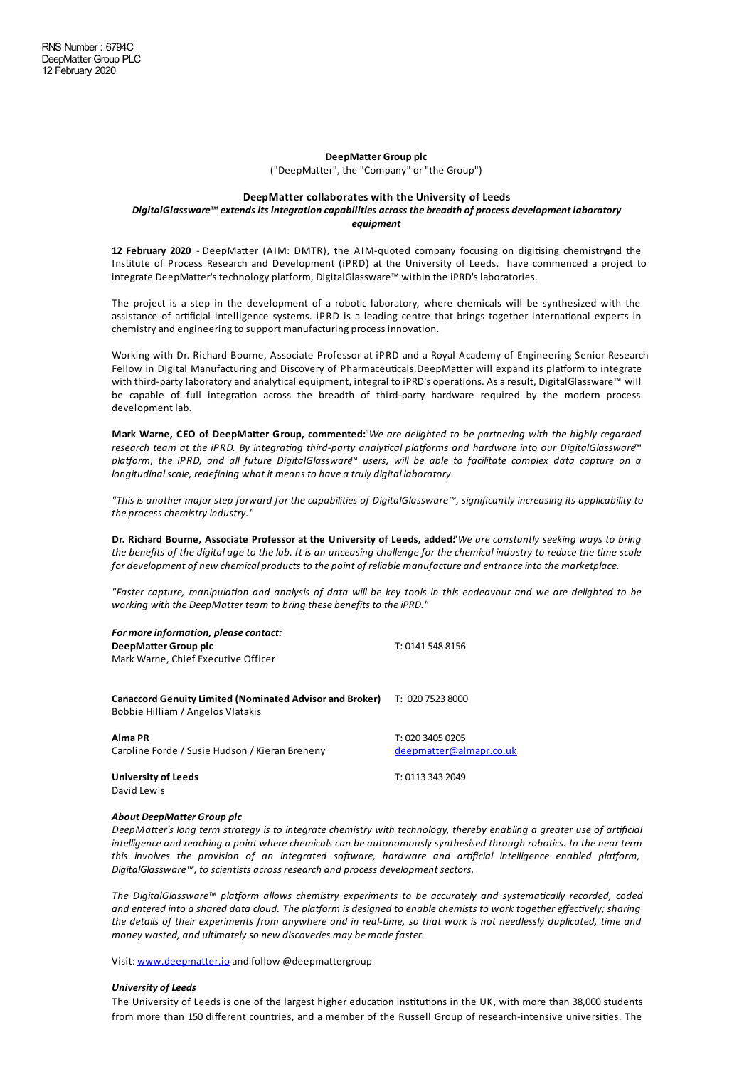RNS Number : 6794C
DeepMatter Group PLC
12 February 2020

**DeepMatter Group plc**

("DeepMatter", the "Company" or "the Group")

**DeepMatter collaborates with the University of Leeds**

***DigitalGlassware™ extends its integration capabilities across the breadth of process development laboratory equipment***

**12 February 2020** - DeepMatter (AIM: DMTR), the AIM-quoted company focusing on digitising chemistry, and the Institute of Process Research and Development (iPRD) at the University of Leeds, have commenced a project to integrate DeepMatter's technology platform, DigitalGlassware™ within the iPRD's laboratories.

The project is a step in the development of a robotic laboratory, where chemicals will be synthesized with the assistance of artificial intelligence systems. iPRD is a leading centre that brings together international experts in chemistry and engineering to support manufacturing process innovation.

Working with Dr. Richard Bourne, Associate Professor at iPRD and a Royal Academy of Engineering Senior Research Fellow in Digital Manufacturing and Discovery of Pharmaceuticals, DeepMatter will expand its platform to integrate with third-party laboratory and analytical equipment, integral to iPRD's operations. As a result, DigitalGlassware™ will be capable of full integration across the breadth of third-party hardware required by the modern process development lab.

**Mark Warne, CEO of DeepMatter Group, commented:** *"We are delighted to be partnering with the highly regarded research team at the iPRD. By integrating third-party analytical platforms and hardware into our DigitalGlassware™ platform, the iPRD, and all future DigitalGlassware™ users, will be able to facilitate complex data capture on a longitudinal scale, redefining what it means to have a truly digital laboratory.*

*"This is another major step forward for the capabilities of DigitalGlassware™, significantly increasing its applicability to the process chemistry industry."*

**Dr. Richard Bourne, Associate Professor at the University of Leeds, added:** *"We are constantly seeking ways to bring the benefits of the digital age to the lab. It is an unceasing challenge for the chemical industry to reduce the time scale for development of new chemical products to the point of reliable manufacture and entrance into the marketplace.*

*"Faster capture, manipulation and analysis of data will be key tools in this endeavour and we are delighted to be working with the DeepMatter team to bring these benefits to the iPRD."*

***For more information, please contact:***

| | |
|---|---|
| **DeepMatter Group plc**<br>Mark Warne, Chief Executive Officer | T: 0141 548 8156 |
| **Canaccord Genuity Limited (Nominated Advisor and Broker)**<br>Bobbie Hilliam / Angelos Vlatakis | T: 020 7523 8000 |
| **Alma PR**<br>Caroline Forde / Susie Hudson / Kieran Breheny | T: 020 3405 0205<br>deepmatter@almapr.co.uk |
| **University of Leeds**<br>David Lewis | T: 0113 343 2049 |

***About DeepMatter Group plc***

*DeepMatter's long term strategy is to integrate chemistry with technology, thereby enabling a greater use of artificial intelligence and reaching a point where chemicals can be autonomously synthesised through robotics. In the near term this involves the provision of an integrated software, hardware and artificial intelligence enabled platform, DigitalGlassware™, to scientists across research and process development sectors.*

*The DigitalGlassware™ platform allows chemistry experiments to be accurately and systematically recorded, coded and entered into a shared data cloud. The platform is designed to enable chemists to work together effectively; sharing the details of their experiments from anywhere and in real-time, so that work is not needlessly duplicated, time and money wasted, and ultimately so new discoveries may be made faster.*

Visit: www.deepmatter.io and follow @deepmattergroup

***University of Leeds***

The University of Leeds is one of the largest higher education institutions in the UK, with more than 38,000 students from more than 150 different countries, and a member of the Russell Group of research-intensive universities. The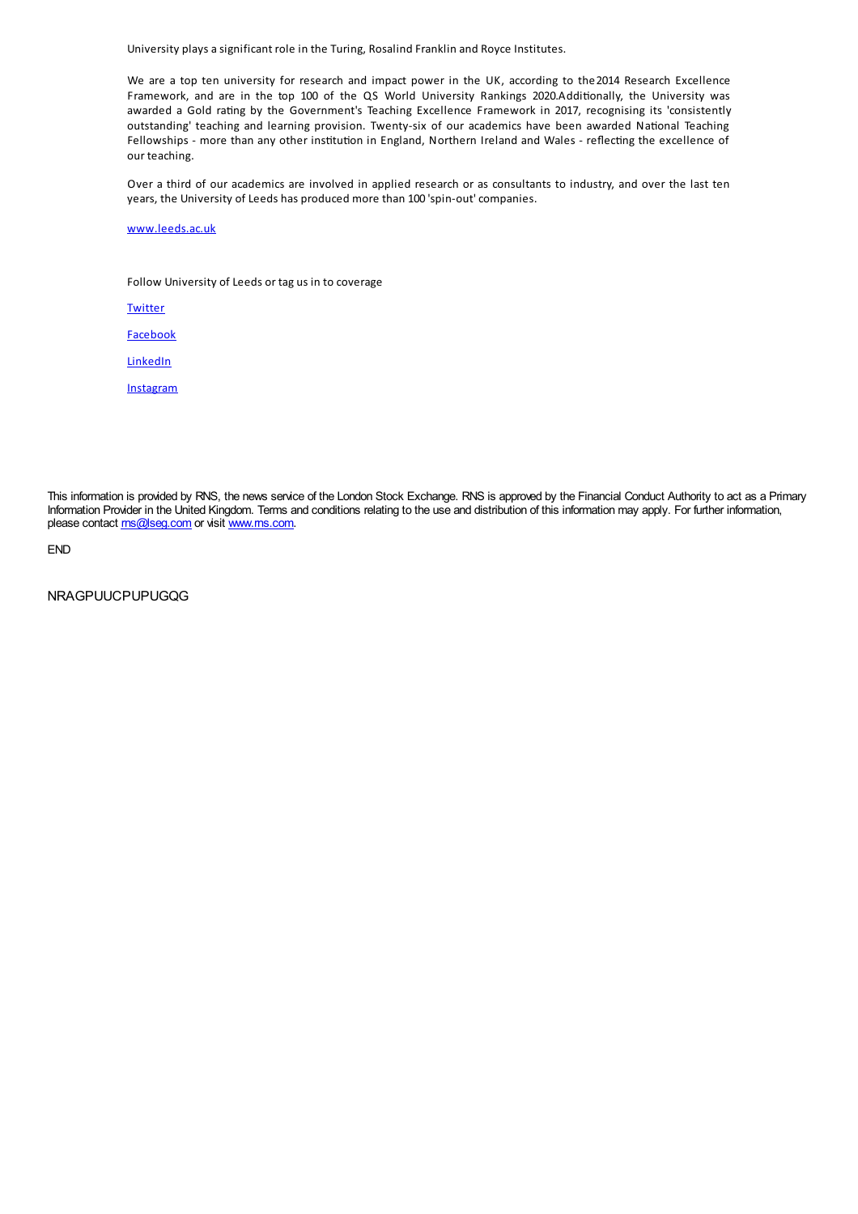University plays a significant role in the Turing, Rosalind Franklin and Royce Institutes.

We are a top ten university for research and impact power in the UK, according to the 2014 Research Excellence Framework, and are in the top 100 of the QS World University Rankings 2020.Additionally, the University was awarded a Gold rating by the Government's Teaching Excellence Framework in 2017, recognising its 'consistently outstanding' teaching and learning provision. Twenty-six of our academics have been awarded National Teaching Fellowships - more than any other institution in England, Northern Ireland and Wales - reflecting the excellence of our teaching.

Over a third of our academics are involved in applied research or as consultants to industry, and over the last ten years, the University of Leeds has produced more than 100 'spin-out' companies.

www.leeds.ac.uk

Follow University of Leeds or tag us in to coverage

Twitter

Facebook

LinkedIn

Instagram

This information is provided by RNS, the news service of the London Stock Exchange. RNS is approved by the Financial Conduct Authority to act as a Primary Information Provider in the United Kingdom. Terms and conditions relating to the use and distribution of this information may apply. For further information, please contact rns@lseg.com or visit www.rns.com.

END

NRAGPUUCPUPUGQG